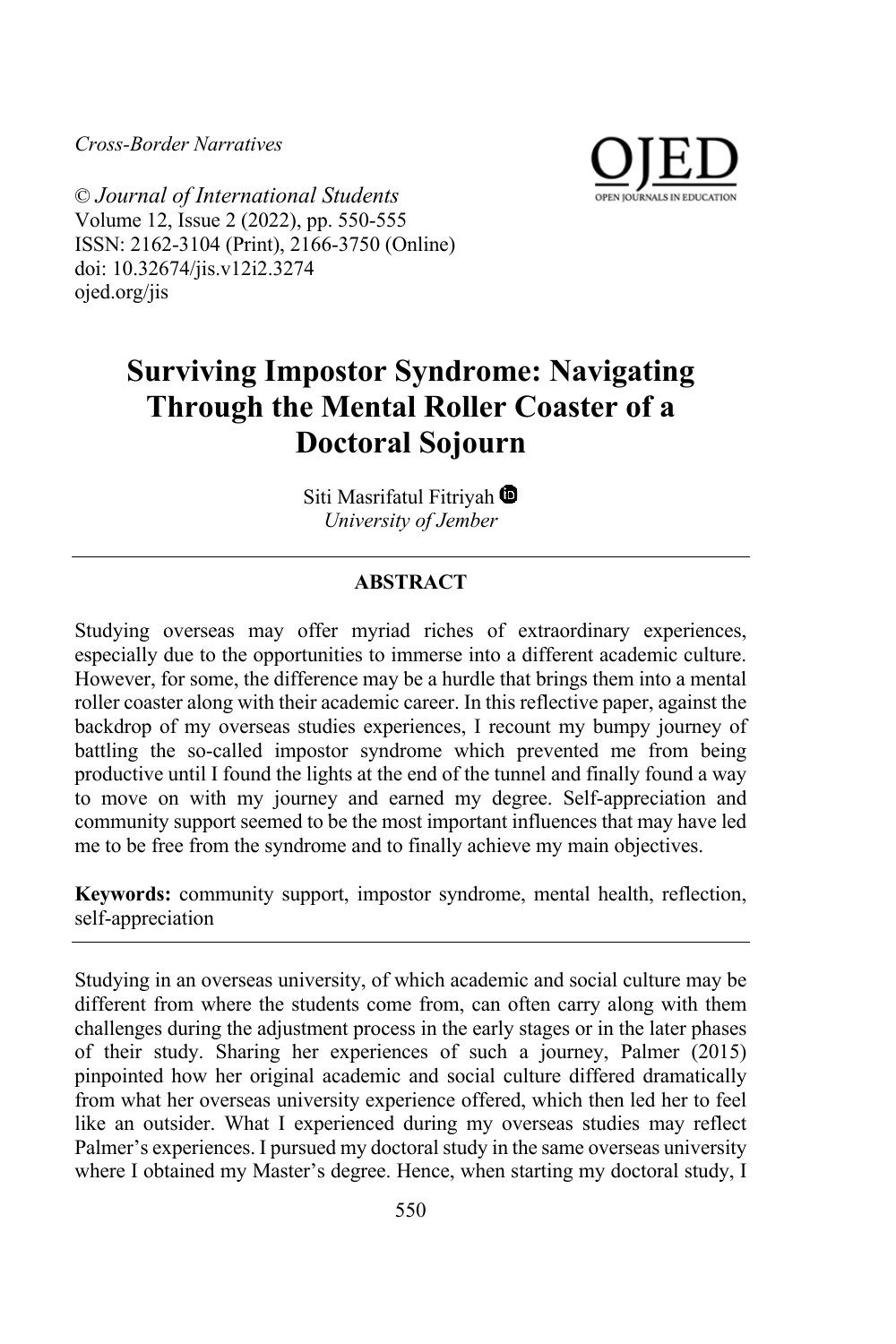*Cross-Border Narratives*

© *Journal of International Students*
Volume 12, Issue 2 (2022), pp. 550-555
ISSN: 2162-3104 (Print), 2166-3750 (Online)
doi: 10.32674/jis.v12i2.3274
ojed.org/jis

# Surviving Impostor Syndrome: Navigating Through the Mental Roller Coaster of a Doctoral Sojourn

Siti Masrifatul Fitriyah
*University of Jember*

## ABSTRACT

Studying overseas may offer myriad riches of extraordinary experiences, especially due to the opportunities to immerse into a different academic culture. However, for some, the difference may be a hurdle that brings them into a mental roller coaster along with their academic career. In this reflective paper, against the backdrop of my overseas studies experiences, I recount my bumpy journey of battling the so-called impostor syndrome which prevented me from being productive until I found the lights at the end of the tunnel and finally found a way to move on with my journey and earned my degree. Self-appreciation and community support seemed to be the most important influences that may have led me to be free from the syndrome and to finally achieve my main objectives.

**Keywords:** community support, impostor syndrome, mental health, reflection, self-appreciation

Studying in an overseas university, of which academic and social culture may be different from where the students come from, can often carry along with them challenges during the adjustment process in the early stages or in the later phases of their study. Sharing her experiences of such a journey, Palmer (2015) pinpointed how her original academic and social culture differed dramatically from what her overseas university experience offered, which then led her to feel like an outsider. What I experienced during my overseas studies may reflect Palmer's experiences. I pursued my doctoral study in the same overseas university where I obtained my Master's degree. Hence, when starting my doctoral study, I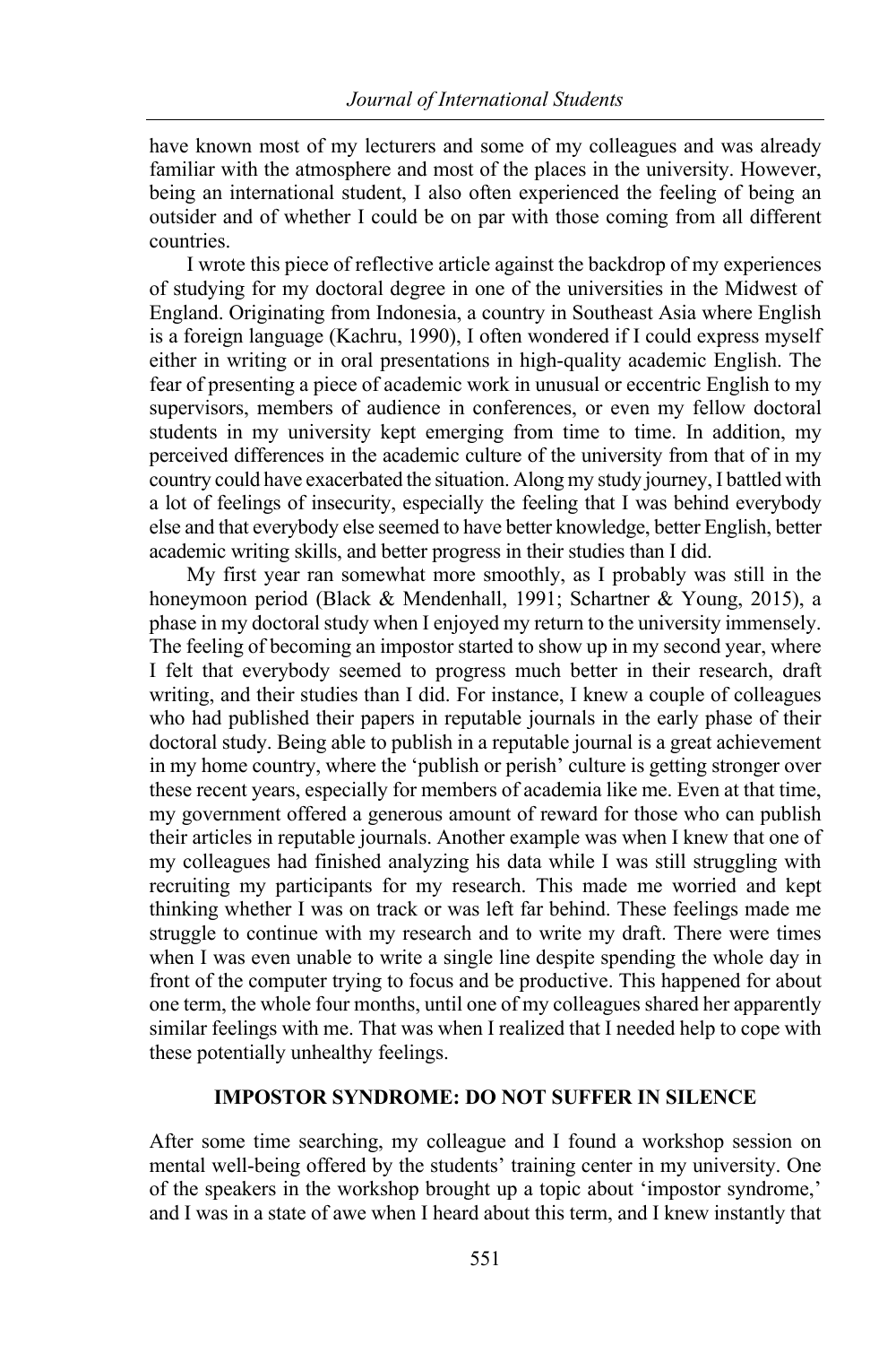have known most of my lecturers and some of my colleagues and was already familiar with the atmosphere and most of the places in the university. However, being an international student, I also often experienced the feeling of being an outsider and of whether I could be on par with those coming from all different countries.

I wrote this piece of reflective article against the backdrop of my experiences of studying for my doctoral degree in one of the universities in the Midwest of England. Originating from Indonesia, a country in Southeast Asia where English is a foreign language (Kachru, 1990), I often wondered if I could express myself either in writing or in oral presentations in high-quality academic English. The fear of presenting a piece of academic work in unusual or eccentric English to my supervisors, members of audience in conferences, or even my fellow doctoral students in my university kept emerging from time to time. In addition, my perceived differences in the academic culture of the university from that of in my country could have exacerbated the situation. Along my study journey, I battled with a lot of feelings of insecurity, especially the feeling that I was behind everybody else and that everybody else seemed to have better knowledge, better English, better academic writing skills, and better progress in their studies than I did.

My first year ran somewhat more smoothly, as I probably was still in the honeymoon period (Black & Mendenhall, 1991; Schartner & Young, 2015), a phase in my doctoral study when I enjoyed my return to the university immensely. The feeling of becoming an impostor started to show up in my second year, where I felt that everybody seemed to progress much better in their research, draft writing, and their studies than I did. For instance, I knew a couple of colleagues who had published their papers in reputable journals in the early phase of their doctoral study. Being able to publish in a reputable journal is a great achievement in my home country, where the 'publish or perish' culture is getting stronger over these recent years, especially for members of academia like me. Even at that time, my government offered a generous amount of reward for those who can publish their articles in reputable journals. Another example was when I knew that one of my colleagues had finished analyzing his data while I was still struggling with recruiting my participants for my research. This made me worried and kept thinking whether I was on track or was left far behind. These feelings made me struggle to continue with my research and to write my draft. There were times when I was even unable to write a single line despite spending the whole day in front of the computer trying to focus and be productive. This happened for about one term, the whole four months, until one of my colleagues shared her apparently similar feelings with me. That was when I realized that I needed help to cope with these potentially unhealthy feelings.

## IMPOSTOR SYNDROME: DO NOT SUFFER IN SILENCE

After some time searching, my colleague and I found a workshop session on mental well-being offered by the students' training center in my university. One of the speakers in the workshop brought up a topic about 'impostor syndrome,' and I was in a state of awe when I heard about this term, and I knew instantly that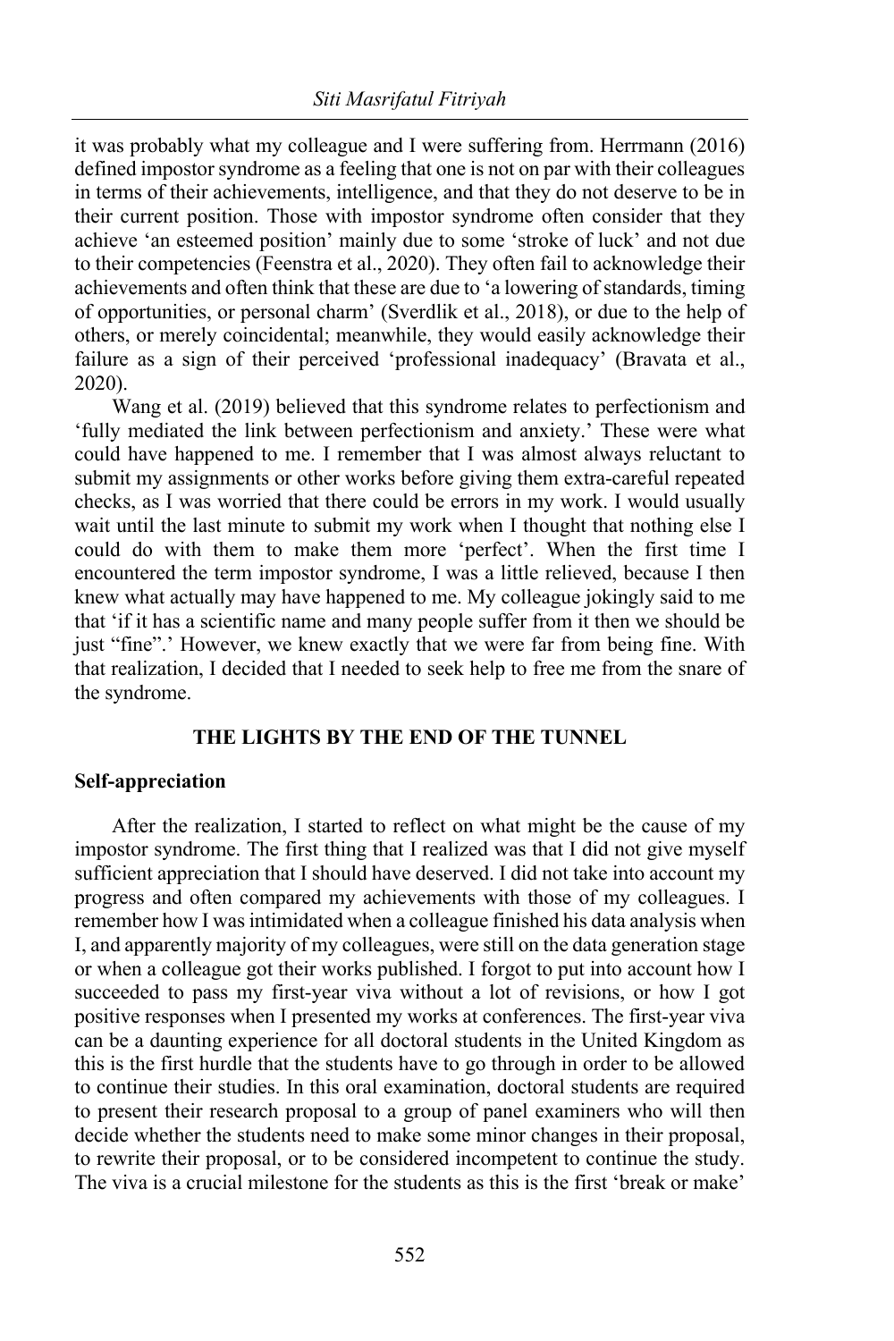it was probably what my colleague and I were suffering from. Herrmann (2016) defined impostor syndrome as a feeling that one is not on par with their colleagues in terms of their achievements, intelligence, and that they do not deserve to be in their current position. Those with impostor syndrome often consider that they achieve 'an esteemed position' mainly due to some 'stroke of luck' and not due to their competencies (Feenstra et al., 2020). They often fail to acknowledge their achievements and often think that these are due to 'a lowering of standards, timing of opportunities, or personal charm' (Sverdlik et al., 2018), or due to the help of others, or merely coincidental; meanwhile, they would easily acknowledge their failure as a sign of their perceived 'professional inadequacy' (Bravata et al., 2020).

Wang et al. (2019) believed that this syndrome relates to perfectionism and 'fully mediated the link between perfectionism and anxiety.' These were what could have happened to me. I remember that I was almost always reluctant to submit my assignments or other works before giving them extra-careful repeated checks, as I was worried that there could be errors in my work. I would usually wait until the last minute to submit my work when I thought that nothing else I could do with them to make them more 'perfect'. When the first time I encountered the term impostor syndrome, I was a little relieved, because I then knew what actually may have happened to me. My colleague jokingly said to me that 'if it has a scientific name and many people suffer from it then we should be just "fine".' However, we knew exactly that we were far from being fine. With that realization, I decided that I needed to seek help to free me from the snare of the syndrome.

## THE LIGHTS BY THE END OF THE TUNNEL

### Self-appreciation

After the realization, I started to reflect on what might be the cause of my impostor syndrome. The first thing that I realized was that I did not give myself sufficient appreciation that I should have deserved. I did not take into account my progress and often compared my achievements with those of my colleagues. I remember how I was intimidated when a colleague finished his data analysis when I, and apparently majority of my colleagues, were still on the data generation stage or when a colleague got their works published. I forgot to put into account how I succeeded to pass my first-year viva without a lot of revisions, or how I got positive responses when I presented my works at conferences. The first-year viva can be a daunting experience for all doctoral students in the United Kingdom as this is the first hurdle that the students have to go through in order to be allowed to continue their studies. In this oral examination, doctoral students are required to present their research proposal to a group of panel examiners who will then decide whether the students need to make some minor changes in their proposal, to rewrite their proposal, or to be considered incompetent to continue the study. The viva is a crucial milestone for the students as this is the first 'break or make'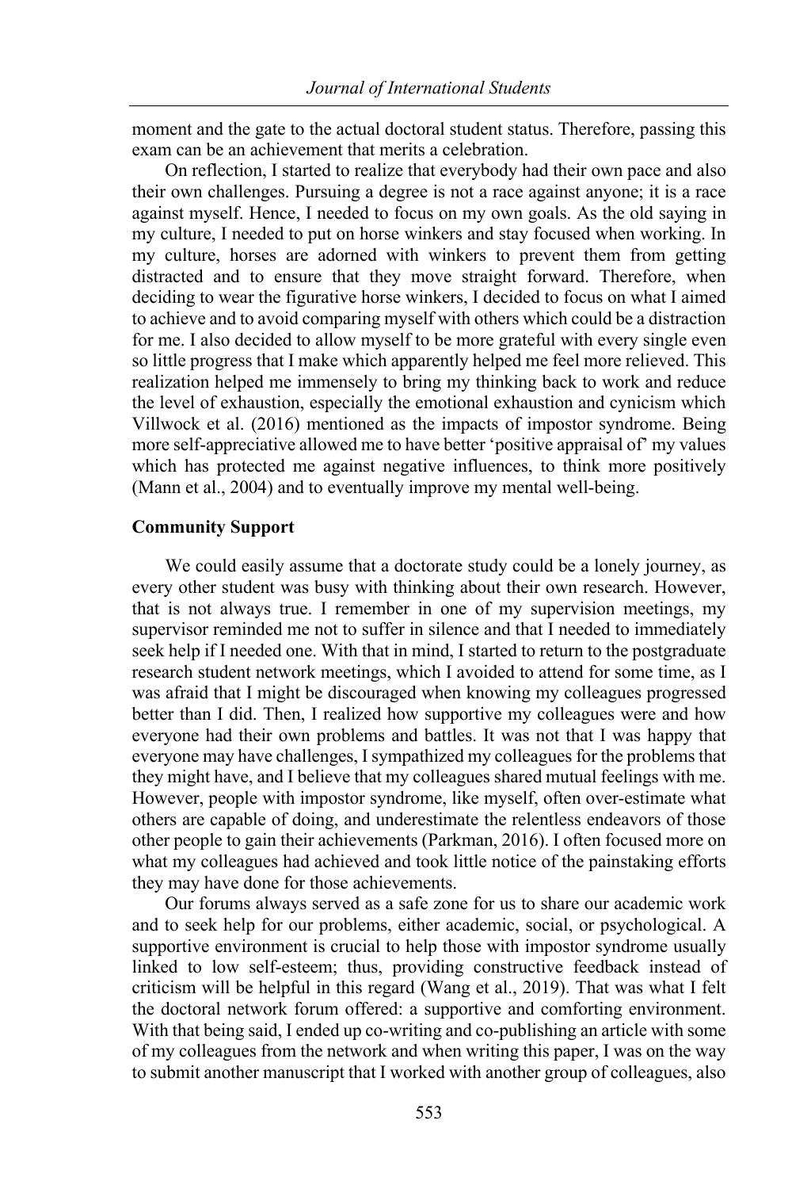moment and the gate to the actual doctoral student status. Therefore, passing this exam can be an achievement that merits a celebration.

On reflection, I started to realize that everybody had their own pace and also their own challenges. Pursuing a degree is not a race against anyone; it is a race against myself. Hence, I needed to focus on my own goals. As the old saying in my culture, I needed to put on horse winkers and stay focused when working. In my culture, horses are adorned with winkers to prevent them from getting distracted and to ensure that they move straight forward. Therefore, when deciding to wear the figurative horse winkers, I decided to focus on what I aimed to achieve and to avoid comparing myself with others which could be a distraction for me. I also decided to allow myself to be more grateful with every single even so little progress that I make which apparently helped me feel more relieved. This realization helped me immensely to bring my thinking back to work and reduce the level of exhaustion, especially the emotional exhaustion and cynicism which Villwock et al. (2016) mentioned as the impacts of impostor syndrome. Being more self-appreciative allowed me to have better 'positive appraisal of' my values which has protected me against negative influences, to think more positively (Mann et al., 2004) and to eventually improve my mental well-being.

**Community Support**

We could easily assume that a doctorate study could be a lonely journey, as every other student was busy with thinking about their own research. However, that is not always true. I remember in one of my supervision meetings, my supervisor reminded me not to suffer in silence and that I needed to immediately seek help if I needed one. With that in mind, I started to return to the postgraduate research student network meetings, which I avoided to attend for some time, as I was afraid that I might be discouraged when knowing my colleagues progressed better than I did. Then, I realized how supportive my colleagues were and how everyone had their own problems and battles. It was not that I was happy that everyone may have challenges, I sympathized my colleagues for the problems that they might have, and I believe that my colleagues shared mutual feelings with me. However, people with impostor syndrome, like myself, often over-estimate what others are capable of doing, and underestimate the relentless endeavors of those other people to gain their achievements (Parkman, 2016). I often focused more on what my colleagues had achieved and took little notice of the painstaking efforts they may have done for those achievements.

Our forums always served as a safe zone for us to share our academic work and to seek help for our problems, either academic, social, or psychological. A supportive environment is crucial to help those with impostor syndrome usually linked to low self-esteem; thus, providing constructive feedback instead of criticism will be helpful in this regard (Wang et al., 2019). That was what I felt the doctoral network forum offered: a supportive and comforting environment. With that being said, I ended up co-writing and co-publishing an article with some of my colleagues from the network and when writing this paper, I was on the way to submit another manuscript that I worked with another group of colleagues, also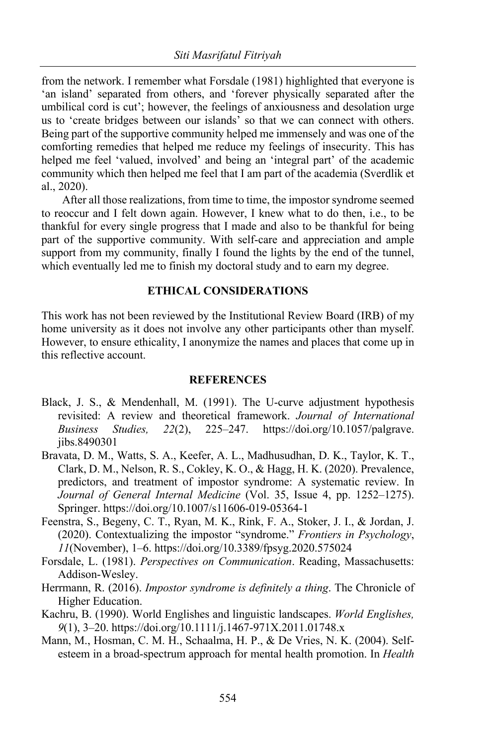from the network. I remember what Forsdale (1981) highlighted that everyone is 'an island' separated from others, and 'forever physically separated after the umbilical cord is cut'; however, the feelings of anxiousness and desolation urge us to 'create bridges between our islands' so that we can connect with others. Being part of the supportive community helped me immensely and was one of the comforting remedies that helped me reduce my feelings of insecurity. This has helped me feel 'valued, involved' and being an 'integral part' of the academic community which then helped me feel that I am part of the academia (Sverdlik et al., 2020).

After all those realizations, from time to time, the impostor syndrome seemed to reoccur and I felt down again. However, I knew what to do then, i.e., to be thankful for every single progress that I made and also to be thankful for being part of the supportive community. With self-care and appreciation and ample support from my community, finally I found the lights by the end of the tunnel, which eventually led me to finish my doctoral study and to earn my degree.

## ETHICAL CONSIDERATIONS

This work has not been reviewed by the Institutional Review Board (IRB) of my home university as it does not involve any other participants other than myself. However, to ensure ethicality, I anonymize the names and places that come up in this reflective account.

## REFERENCES

Black, J. S., & Mendenhall, M. (1991). The U-curve adjustment hypothesis revisited: A review and theoretical framework. *Journal of International Business Studies, 22*(2), 225–247. https://doi.org/10.1057/palgrave.jibs.8490301

Bravata, D. M., Watts, S. A., Keefer, A. L., Madhusudhan, D. K., Taylor, K. T., Clark, D. M., Nelson, R. S., Cokley, K. O., & Hagg, H. K. (2020). Prevalence, predictors, and treatment of impostor syndrome: A systematic review. In *Journal of General Internal Medicine* (Vol. 35, Issue 4, pp. 1252–1275). Springer. https://doi.org/10.1007/s11606-019-05364-1

Feenstra, S., Begeny, C. T., Ryan, M. K., Rink, F. A., Stoker, J. I., & Jordan, J. (2020). Contextualizing the impostor "syndrome." *Frontiers in Psychology*, *11*(November), 1–6. https://doi.org/10.3389/fpsyg.2020.575024

Forsdale, L. (1981). *Perspectives on Communication*. Reading, Massachusetts: Addison-Wesley.

Herrmann, R. (2016). *Impostor syndrome is definitely a thing*. The Chronicle of Higher Education.

Kachru, B. (1990). World Englishes and linguistic landscapes. *World Englishes, 9*(1), 3–20. https://doi.org/10.1111/j.1467-971X.2011.01748.x

Mann, M., Hosman, C. M. H., Schaalma, H. P., & De Vries, N. K. (2004). Self-esteem in a broad-spectrum approach for mental health promotion. In *Health*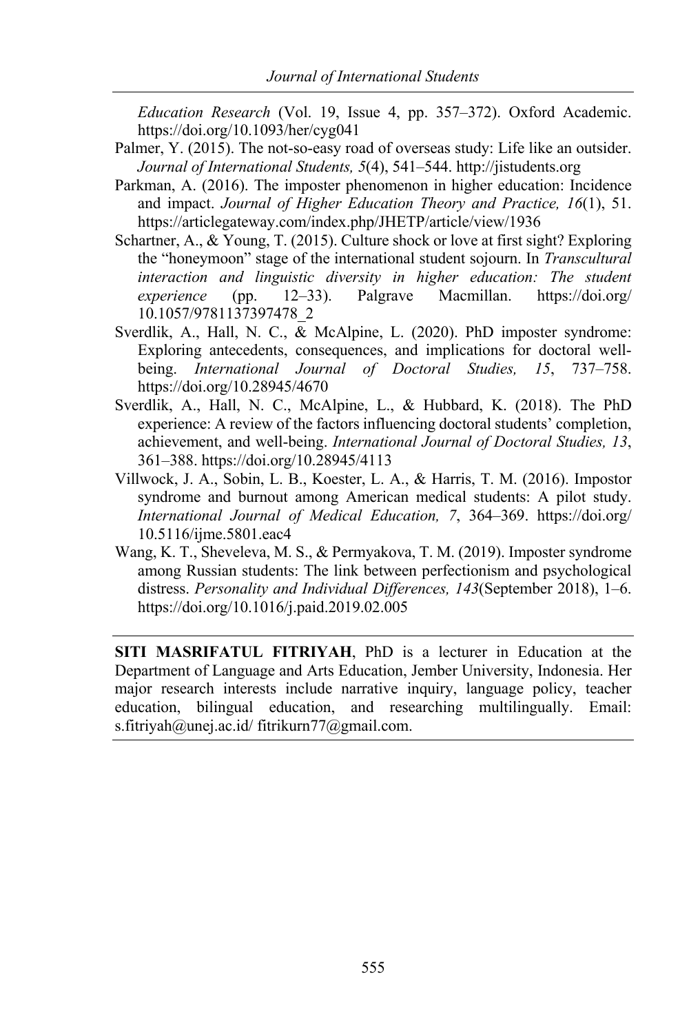*Education Research* (Vol. 19, Issue 4, pp. 357–372). Oxford Academic. https://doi.org/10.1093/her/cyg041

Palmer, Y. (2015). The not-so-easy road of overseas study: Life like an outsider. *Journal of International Students, 5*(4), 541–544. http://jistudents.org

Parkman, A. (2016). The imposter phenomenon in higher education: Incidence and impact. *Journal of Higher Education Theory and Practice, 16*(1), 51. https://articlegateway.com/index.php/JHETP/article/view/1936

Schartner, A., & Young, T. (2015). Culture shock or love at first sight? Exploring the "honeymoon" stage of the international student sojourn. In *Transcultural interaction and linguistic diversity in higher education: The student experience* (pp. 12–33). Palgrave Macmillan. https://doi.org/10.1057/9781137397478_2

Sverdlik, A., Hall, N. C., & McAlpine, L. (2020). PhD imposter syndrome: Exploring antecedents, consequences, and implications for doctoral well-being. *International Journal of Doctoral Studies, 15*, 737–758. https://doi.org/10.28945/4670

Sverdlik, A., Hall, N. C., McAlpine, L., & Hubbard, K. (2018). The PhD experience: A review of the factors influencing doctoral students' completion, achievement, and well-being. *International Journal of Doctoral Studies, 13*, 361–388. https://doi.org/10.28945/4113

Villwock, J. A., Sobin, L. B., Koester, L. A., & Harris, T. M. (2016). Impostor syndrome and burnout among American medical students: A pilot study. *International Journal of Medical Education, 7*, 364–369. https://doi.org/10.5116/ijme.5801.eac4

Wang, K. T., Sheveleva, M. S., & Permyakova, T. M. (2019). Imposter syndrome among Russian students: The link between perfectionism and psychological distress. *Personality and Individual Differences, 143*(September 2018), 1–6. https://doi.org/10.1016/j.paid.2019.02.005

---

**SITI MASRIFATUL FITRIYAH**, PhD is a lecturer in Education at the Department of Language and Arts Education, Jember University, Indonesia. Her major research interests include narrative inquiry, language policy, teacher education, bilingual education, and researching multilingually. Email: s.fitriyah@unej.ac.id/ fitrikurn77@gmail.com.